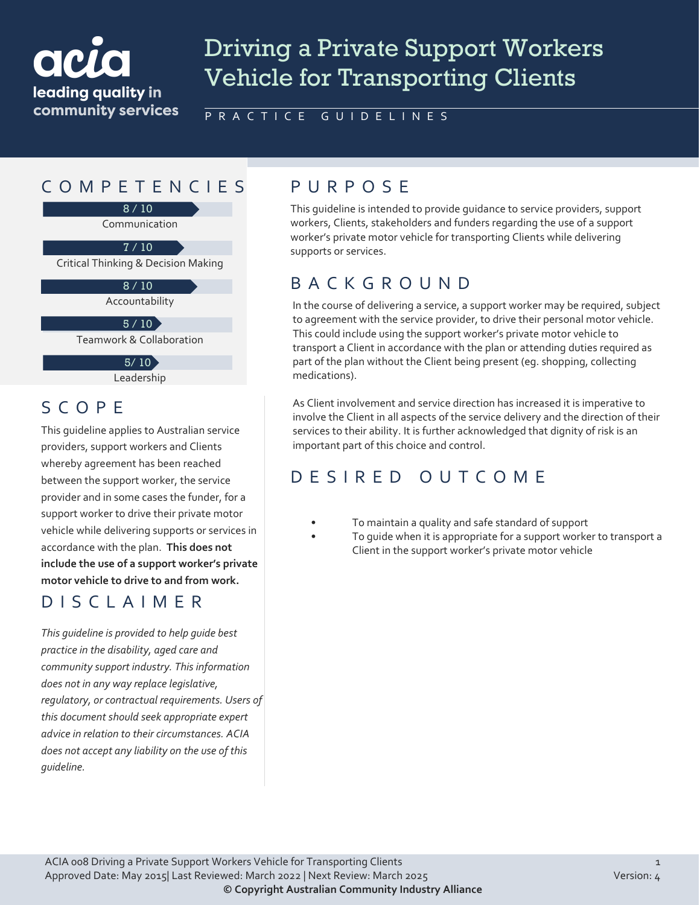acia
leading quality in community services

# Driving a Private Support Workers Vehicle for Transporting Clients

PRACTICE GUIDELINES

## COMPETENCIES

8 / 10
Communication

7 / 10
Critical Thinking & Decision Making

8 / 10
Accountability

5 / 10
Teamwork & Collaboration

5/ 10
Leadership

## SCOPE

This guideline applies to Australian service providers, support workers and Clients whereby agreement has been reached between the support worker, the service provider and in some cases the funder, for a support worker to drive their private motor vehicle while delivering supports or services in accordance with the plan. **This does not include the use of a support worker's private motor vehicle to drive to and from work.**

## DISCLAIMER

*This guideline is provided to help guide best practice in the disability, aged care and community support industry. This information does not in any way replace legislative, regulatory, or contractual requirements. Users of this document should seek appropriate expert advice in relation to their circumstances. ACIA does not accept any liability on the use of this guideline.*

## PURPOSE

This guideline is intended to provide guidance to service providers, support workers, Clients, stakeholders and funders regarding the use of a support worker's private motor vehicle for transporting Clients while delivering supports or services.

## BACKGROUND

In the course of delivering a service, a support worker may be required, subject to agreement with the service provider, to drive their personal motor vehicle. This could include using the support worker's private motor vehicle to transport a Client in accordance with the plan or attending duties required as part of the plan without the Client being present (eg. shopping, collecting medications).

As Client involvement and service direction has increased it is imperative to involve the Client in all aspects of the service delivery and the direction of their services to their ability. It is further acknowledged that dignity of risk is an important part of this choice and control.

## DESIRED OUTCOME

- To maintain a quality and safe standard of support
- To guide when it is appropriate for a support worker to transport a Client in the support worker's private motor vehicle

ACIA 008 Driving a Private Support Workers Vehicle for Transporting Clients
Approved Date: May 2015| Last Reviewed: March 2022 | Next Review: March 2025
Version: 4
**© Copyright Australian Community Industry Alliance**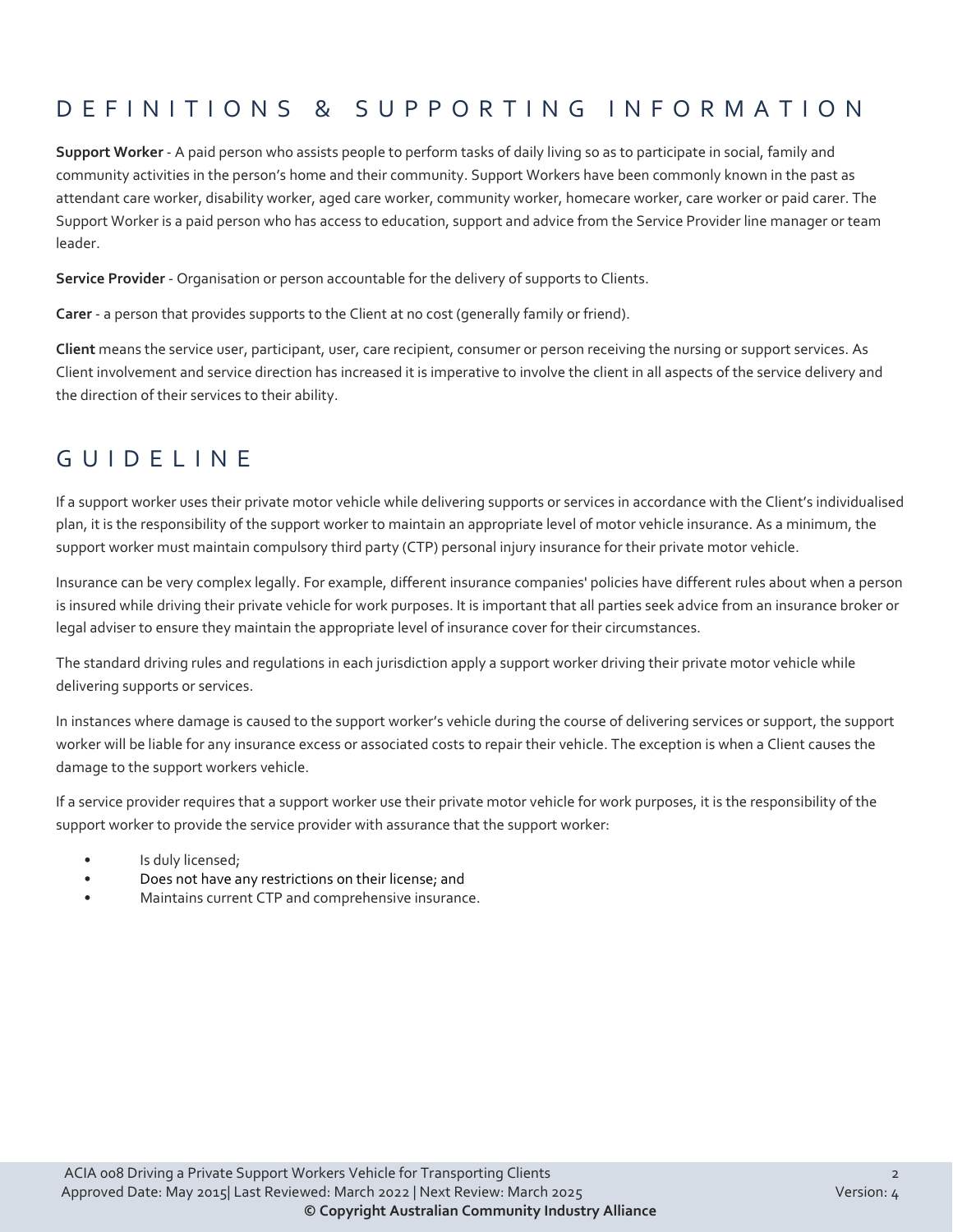## DEFINITIONS & SUPPORTING INFORMATION

**Support Worker** - A paid person who assists people to perform tasks of daily living so as to participate in social, family and community activities in the person's home and their community. Support Workers have been commonly known in the past as attendant care worker, disability worker, aged care worker, community worker, homecare worker, care worker or paid carer. The Support Worker is a paid person who has access to education, support and advice from the Service Provider line manager or team leader.

**Service Provider** - Organisation or person accountable for the delivery of supports to Clients.

**Carer** - a person that provides supports to the Client at no cost (generally family or friend).

**Client** means the service user, participant, user, care recipient, consumer or person receiving the nursing or support services. As Client involvement and service direction has increased it is imperative to involve the client in all aspects of the service delivery and the direction of their services to their ability.

## GUIDELINE

If a support worker uses their private motor vehicle while delivering supports or services in accordance with the Client's individualised plan, it is the responsibility of the support worker to maintain an appropriate level of motor vehicle insurance. As a minimum, the support worker must maintain compulsory third party (CTP) personal injury insurance for their private motor vehicle.

Insurance can be very complex legally. For example, different insurance companies' policies have different rules about when a person is insured while driving their private vehicle for work purposes. It is important that all parties seek advice from an insurance broker or legal adviser to ensure they maintain the appropriate level of insurance cover for their circumstances.

The standard driving rules and regulations in each jurisdiction apply a support worker driving their private motor vehicle while delivering supports or services.

In instances where damage is caused to the support worker's vehicle during the course of delivering services or support, the support worker will be liable for any insurance excess or associated costs to repair their vehicle. The exception is when a Client causes the damage to the support workers vehicle.

If a service provider requires that a support worker use their private motor vehicle for work purposes, it is the responsibility of the support worker to provide the service provider with assurance that the support worker:

- Is duly licensed;
- Does not have any restrictions on their license; and
- Maintains current CTP and comprehensive insurance.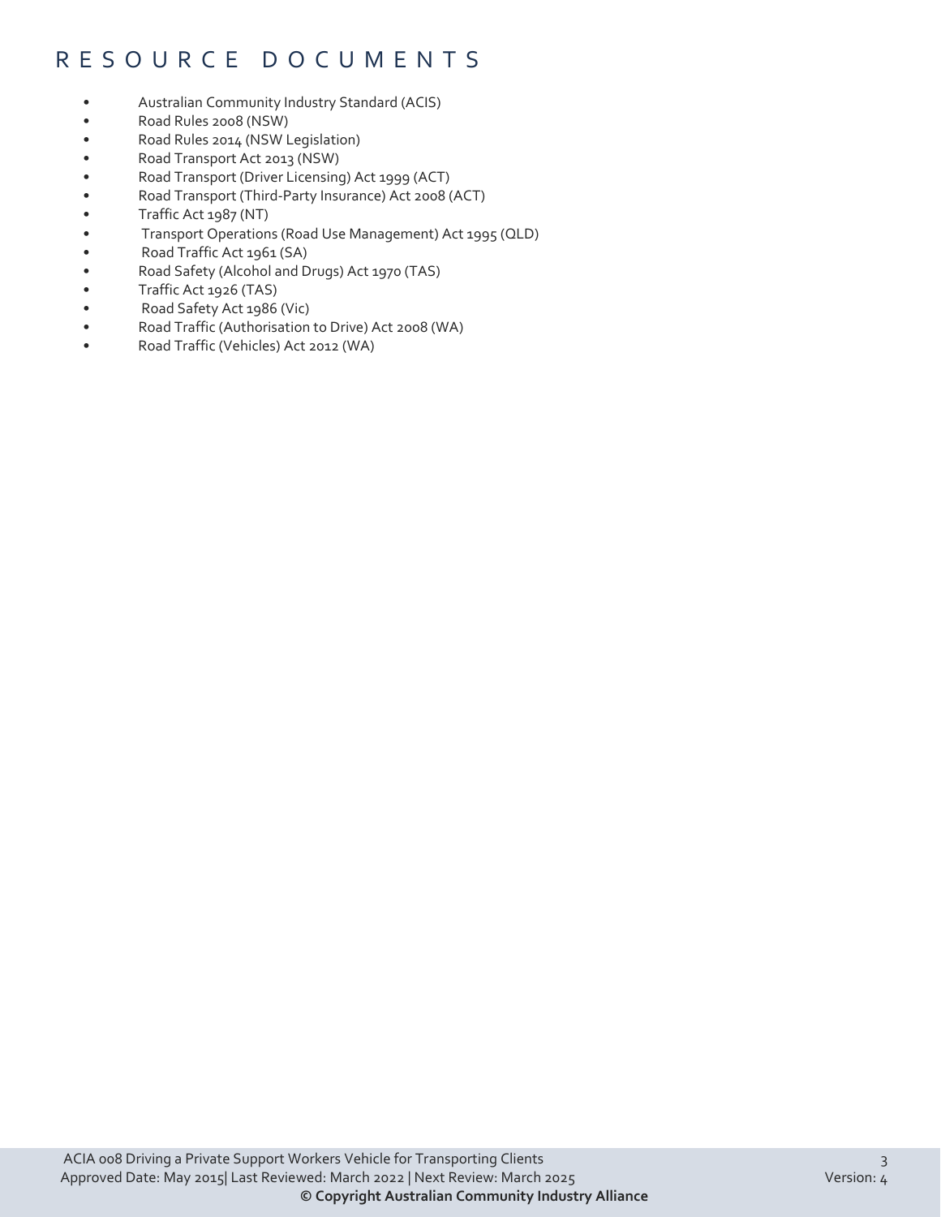# RESOURCE DOCUMENTS

- Australian Community Industry Standard (ACIS)
- Road Rules 2008 (NSW)
- Road Rules 2014 (NSW Legislation)
- Road Transport Act 2013 (NSW)
- Road Transport (Driver Licensing) Act 1999 (ACT)
- Road Transport (Third-Party Insurance) Act 2008 (ACT)
- Traffic Act 1987 (NT)
- Transport Operations (Road Use Management) Act 1995 (QLD)
- Road Traffic Act 1961 (SA)
- Road Safety (Alcohol and Drugs) Act 1970 (TAS)
- Traffic Act 1926 (TAS)
- Road Safety Act 1986 (Vic)
- Road Traffic (Authorisation to Drive) Act 2008 (WA)
- Road Traffic (Vehicles) Act 2012 (WA)